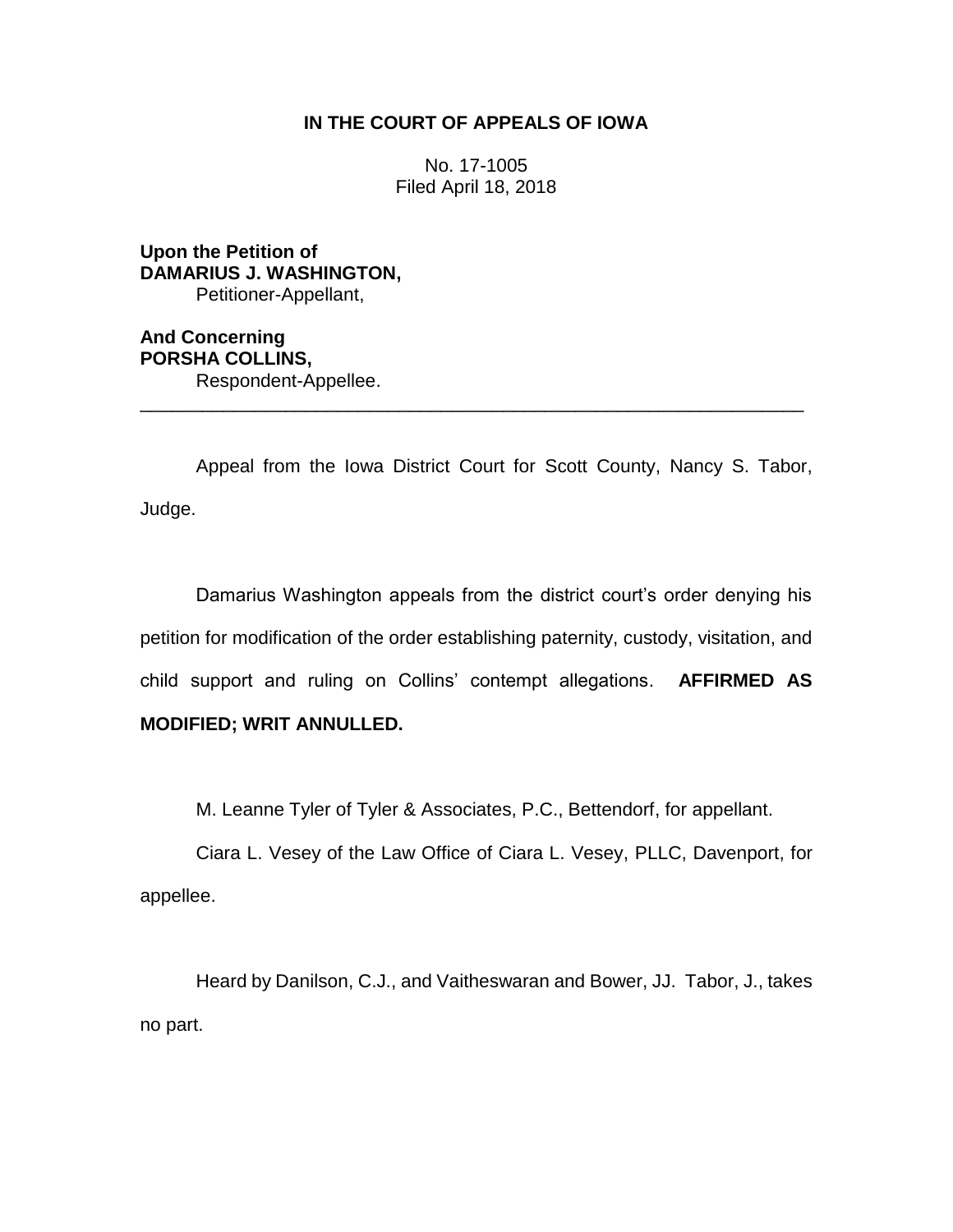**IN THE COURT OF APPEALS OF IOWA**

No. 17-1005
Filed April 18, 2018

**Upon the Petition of**
**DAMARIUS J. WASHINGTON,**
Petitioner-Appellant,

**And Concerning**
**PORSHA COLLINS,**
Respondent-Appellee.

---

Appeal from the Iowa District Court for Scott County, Nancy S. Tabor, Judge.

Damarius Washington appeals from the district court's order denying his petition for modification of the order establishing paternity, custody, visitation, and child support and ruling on Collins' contempt allegations. **AFFIRMED AS MODIFIED; WRIT ANNULLED.**

M. Leanne Tyler of Tyler & Associates, P.C., Bettendorf, for appellant.

Ciara L. Vesey of the Law Office of Ciara L. Vesey, PLLC, Davenport, for appellee.

Heard by Danilson, C.J., and Vaitheswaran and Bower, JJ. Tabor, J., takes no part.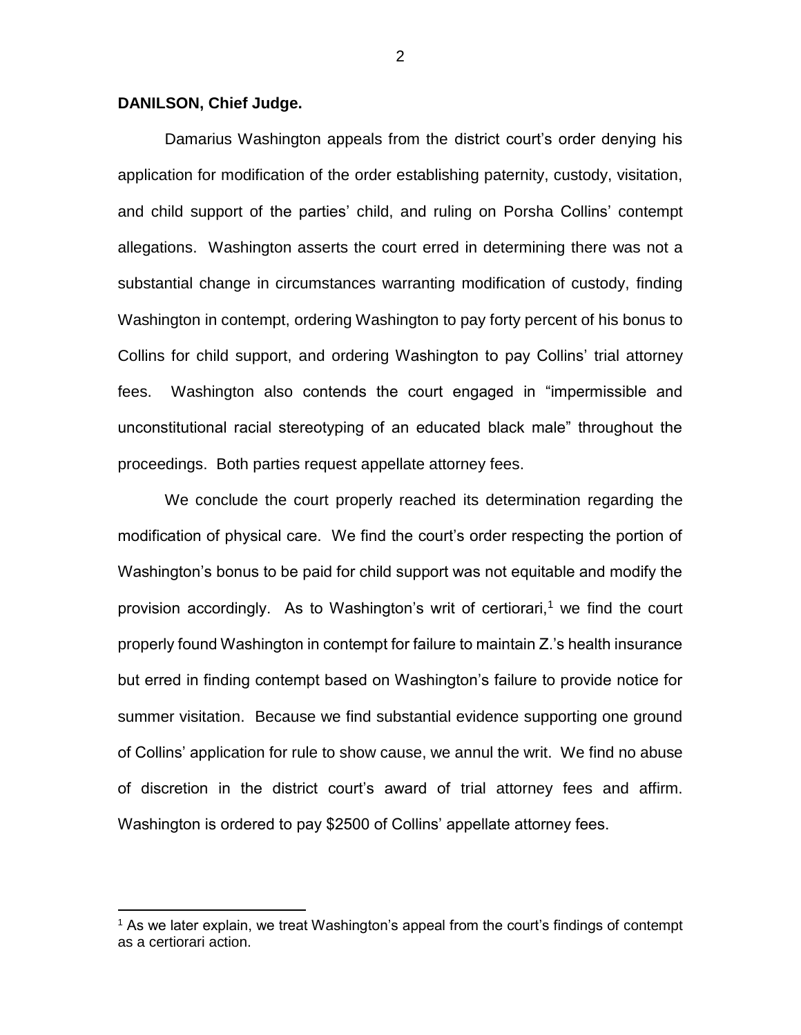**DANILSON, Chief Judge.**

Damarius Washington appeals from the district court's order denying his application for modification of the order establishing paternity, custody, visitation, and child support of the parties' child, and ruling on Porsha Collins' contempt allegations. Washington asserts the court erred in determining there was not a substantial change in circumstances warranting modification of custody, finding Washington in contempt, ordering Washington to pay forty percent of his bonus to Collins for child support, and ordering Washington to pay Collins' trial attorney fees. Washington also contends the court engaged in "impermissible and unconstitutional racial stereotyping of an educated black male" throughout the proceedings. Both parties request appellate attorney fees.

We conclude the court properly reached its determination regarding the modification of physical care. We find the court's order respecting the portion of Washington's bonus to be paid for child support was not equitable and modify the provision accordingly. As to Washington's writ of certiorari,[1] we find the court properly found Washington in contempt for failure to maintain Z.'s health insurance but erred in finding contempt based on Washington's failure to provide notice for summer visitation. Because we find substantial evidence supporting one ground of Collins' application for rule to show cause, we annul the writ. We find no abuse of discretion in the district court's award of trial attorney fees and affirm. Washington is ordered to pay $2500 of Collins' appellate attorney fees.

[1] As we later explain, we treat Washington's appeal from the court's findings of contempt as a certiorari action.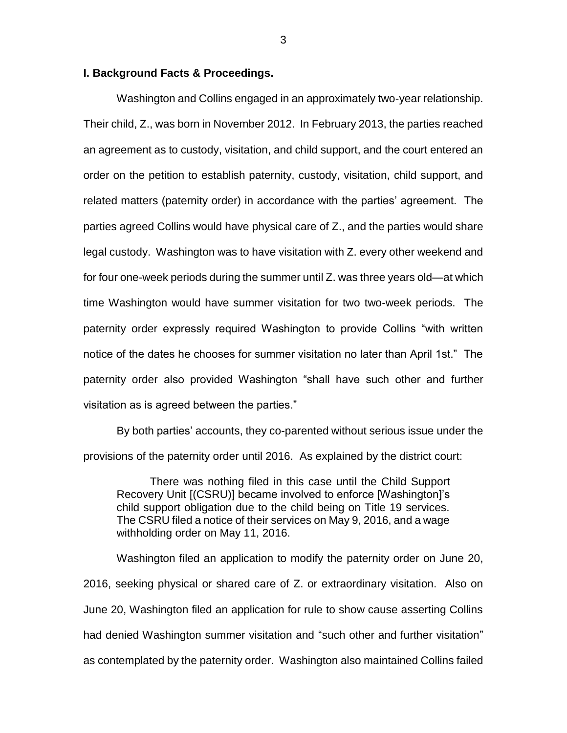## I. Background Facts & Proceedings.

Washington and Collins engaged in an approximately two-year relationship. Their child, Z., was born in November 2012. In February 2013, the parties reached an agreement as to custody, visitation, and child support, and the court entered an order on the petition to establish paternity, custody, visitation, child support, and related matters (paternity order) in accordance with the parties' agreement. The parties agreed Collins would have physical care of Z., and the parties would share legal custody. Washington was to have visitation with Z. every other weekend and for four one-week periods during the summer until Z. was three years old—at which time Washington would have summer visitation for two two-week periods. The paternity order expressly required Washington to provide Collins "with written notice of the dates he chooses for summer visitation no later than April 1st." The paternity order also provided Washington "shall have such other and further visitation as is agreed between the parties."

By both parties' accounts, they co-parented without serious issue under the provisions of the paternity order until 2016. As explained by the district court:

> There was nothing filed in this case until the Child Support Recovery Unit [(CSRU)] became involved to enforce [Washington]'s child support obligation due to the child being on Title 19 services. The CSRU filed a notice of their services on May 9, 2016, and a wage withholding order on May 11, 2016.

Washington filed an application to modify the paternity order on June 20, 2016, seeking physical or shared care of Z. or extraordinary visitation. Also on June 20, Washington filed an application for rule to show cause asserting Collins had denied Washington summer visitation and "such other and further visitation" as contemplated by the paternity order. Washington also maintained Collins failed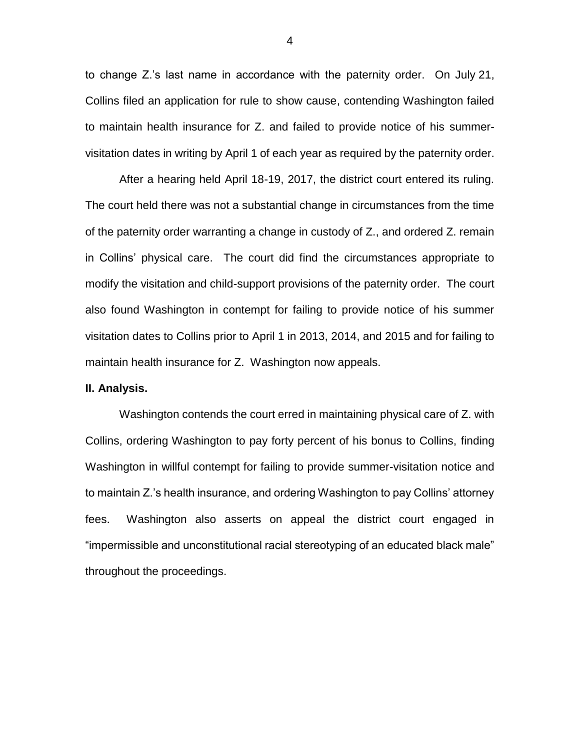to change Z.'s last name in accordance with the paternity order. On July 21, Collins filed an application for rule to show cause, contending Washington failed to maintain health insurance for Z. and failed to provide notice of his summer-visitation dates in writing by April 1 of each year as required by the paternity order.

After a hearing held April 18-19, 2017, the district court entered its ruling. The court held there was not a substantial change in circumstances from the time of the paternity order warranting a change in custody of Z., and ordered Z. remain in Collins' physical care. The court did find the circumstances appropriate to modify the visitation and child-support provisions of the paternity order. The court also found Washington in contempt for failing to provide notice of his summer visitation dates to Collins prior to April 1 in 2013, 2014, and 2015 and for failing to maintain health insurance for Z. Washington now appeals.

**II. Analysis.**

Washington contends the court erred in maintaining physical care of Z. with Collins, ordering Washington to pay forty percent of his bonus to Collins, finding Washington in willful contempt for failing to provide summer-visitation notice and to maintain Z.'s health insurance, and ordering Washington to pay Collins' attorney fees. Washington also asserts on appeal the district court engaged in "impermissible and unconstitutional racial stereotyping of an educated black male" throughout the proceedings.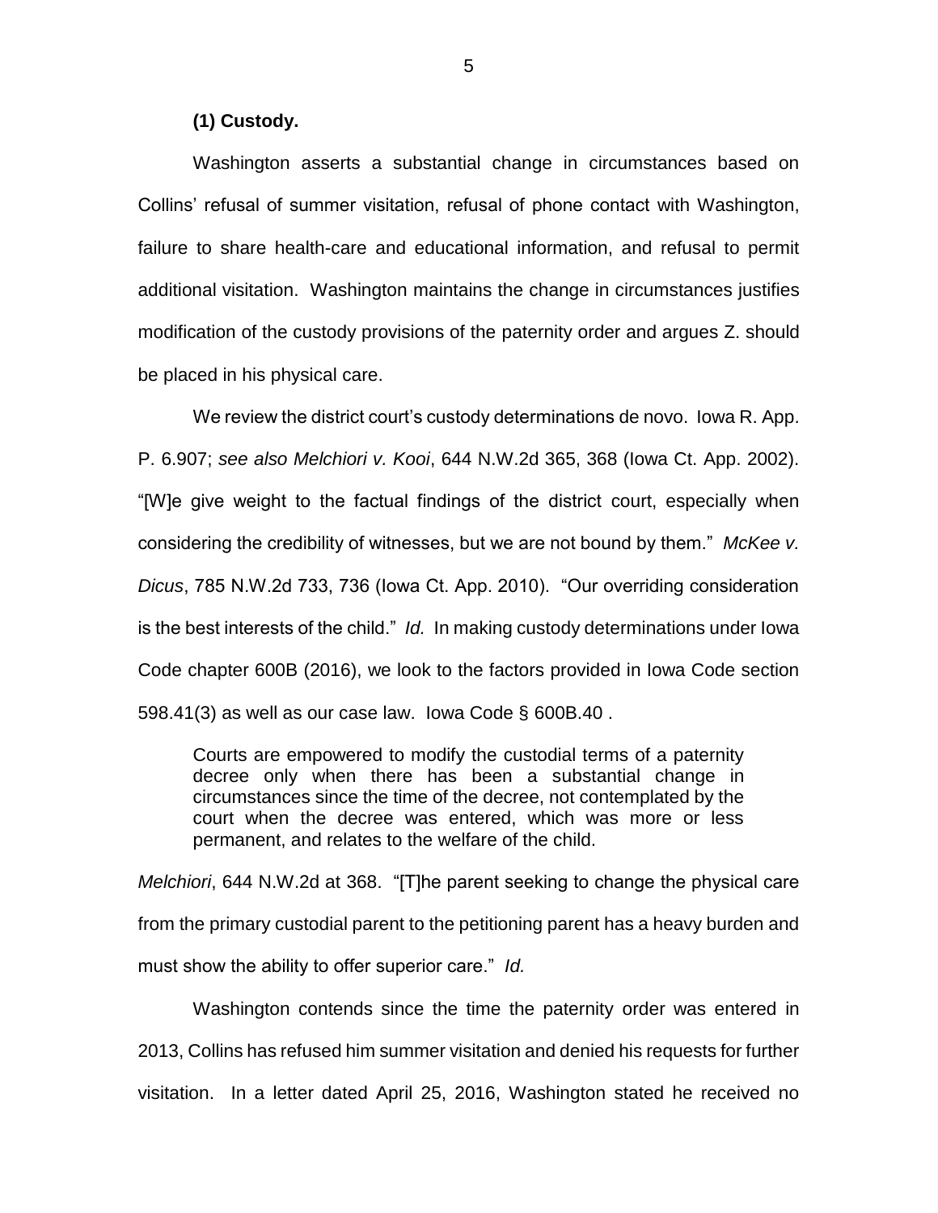**(1) Custody.**

Washington asserts a substantial change in circumstances based on Collins' refusal of summer visitation, refusal of phone contact with Washington, failure to share health-care and educational information, and refusal to permit additional visitation. Washington maintains the change in circumstances justifies modification of the custody provisions of the paternity order and argues Z. should be placed in his physical care.

We review the district court's custody determinations de novo. Iowa R. App. P. 6.907; *see also Melchiori v. Kooi*, 644 N.W.2d 365, 368 (Iowa Ct. App. 2002). "[W]e give weight to the factual findings of the district court, especially when considering the credibility of witnesses, but we are not bound by them." *McKee v. Dicus*, 785 N.W.2d 733, 736 (Iowa Ct. App. 2010). "Our overriding consideration is the best interests of the child." *Id.* In making custody determinations under Iowa Code chapter 600B (2016), we look to the factors provided in Iowa Code section 598.41(3) as well as our case law. Iowa Code § 600B.40 .

> Courts are empowered to modify the custodial terms of a paternity decree only when there has been a substantial change in circumstances since the time of the decree, not contemplated by the court when the decree was entered, which was more or less permanent, and relates to the welfare of the child.

*Melchiori*, 644 N.W.2d at 368. "[T]he parent seeking to change the physical care from the primary custodial parent to the petitioning parent has a heavy burden and must show the ability to offer superior care." *Id.*

Washington contends since the time the paternity order was entered in 2013, Collins has refused him summer visitation and denied his requests for further visitation. In a letter dated April 25, 2016, Washington stated he received no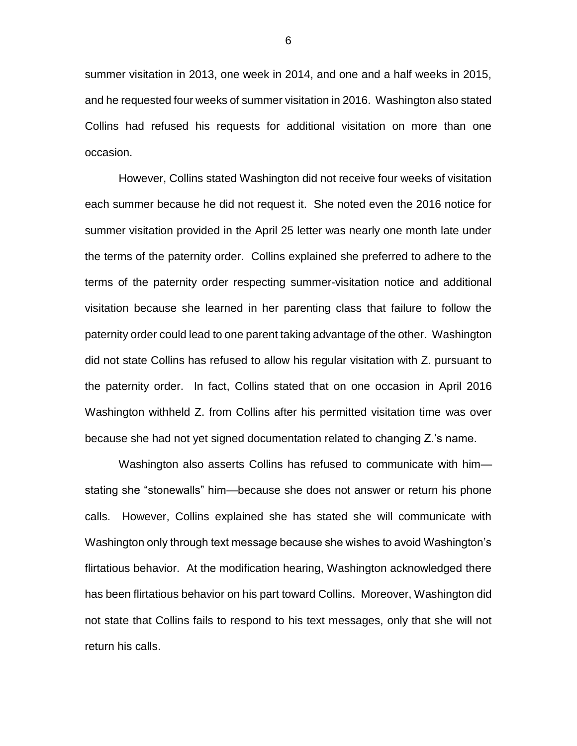summer visitation in 2013, one week in 2014, and one and a half weeks in 2015, and he requested four weeks of summer visitation in 2016. Washington also stated Collins had refused his requests for additional visitation on more than one occasion.

However, Collins stated Washington did not receive four weeks of visitation each summer because he did not request it. She noted even the 2016 notice for summer visitation provided in the April 25 letter was nearly one month late under the terms of the paternity order. Collins explained she preferred to adhere to the terms of the paternity order respecting summer-visitation notice and additional visitation because she learned in her parenting class that failure to follow the paternity order could lead to one parent taking advantage of the other. Washington did not state Collins has refused to allow his regular visitation with Z. pursuant to the paternity order. In fact, Collins stated that on one occasion in April 2016 Washington withheld Z. from Collins after his permitted visitation time was over because she had not yet signed documentation related to changing Z.'s name.

Washington also asserts Collins has refused to communicate with him—stating she "stonewalls" him—because she does not answer or return his phone calls. However, Collins explained she has stated she will communicate with Washington only through text message because she wishes to avoid Washington's flirtatious behavior. At the modification hearing, Washington acknowledged there has been flirtatious behavior on his part toward Collins. Moreover, Washington did not state that Collins fails to respond to his text messages, only that she will not return his calls.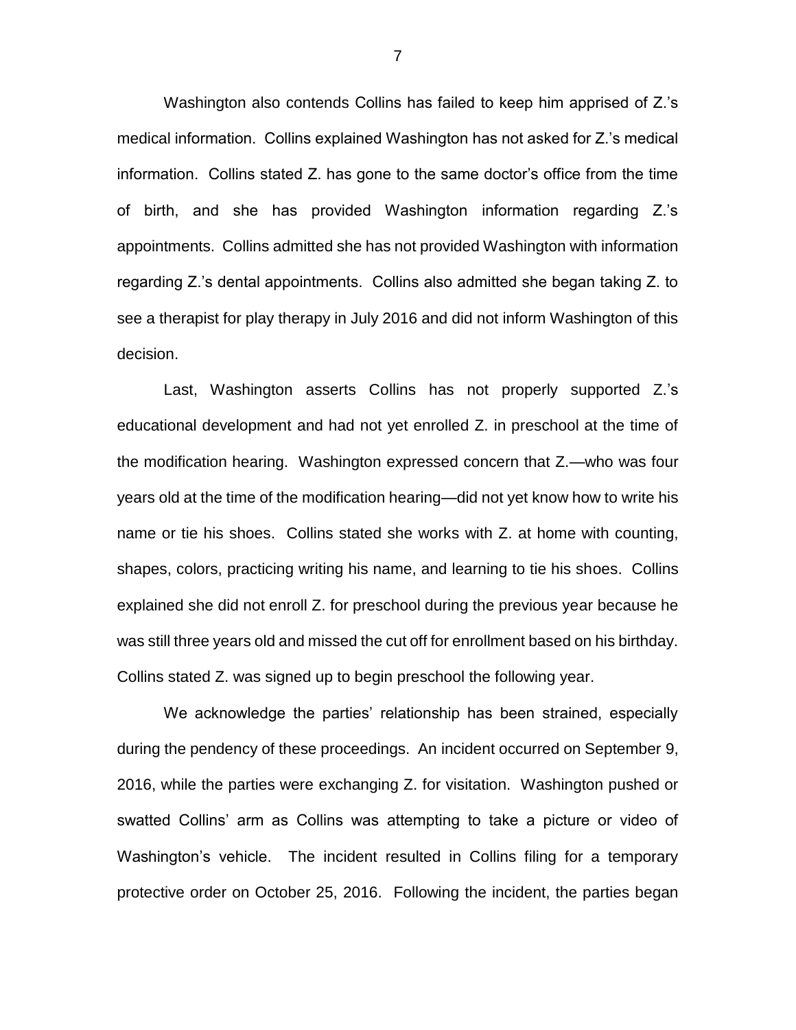Washington also contends Collins has failed to keep him apprised of Z.'s medical information. Collins explained Washington has not asked for Z.'s medical information. Collins stated Z. has gone to the same doctor's office from the time of birth, and she has provided Washington information regarding Z.'s appointments. Collins admitted she has not provided Washington with information regarding Z.'s dental appointments. Collins also admitted she began taking Z. to see a therapist for play therapy in July 2016 and did not inform Washington of this decision.

Last, Washington asserts Collins has not properly supported Z.'s educational development and had not yet enrolled Z. in preschool at the time of the modification hearing. Washington expressed concern that Z.—who was four years old at the time of the modification hearing—did not yet know how to write his name or tie his shoes. Collins stated she works with Z. at home with counting, shapes, colors, practicing writing his name, and learning to tie his shoes. Collins explained she did not enroll Z. for preschool during the previous year because he was still three years old and missed the cut off for enrollment based on his birthday. Collins stated Z. was signed up to begin preschool the following year.

We acknowledge the parties' relationship has been strained, especially during the pendency of these proceedings. An incident occurred on September 9, 2016, while the parties were exchanging Z. for visitation. Washington pushed or swatted Collins' arm as Collins was attempting to take a picture or video of Washington's vehicle. The incident resulted in Collins filing for a temporary protective order on October 25, 2016. Following the incident, the parties began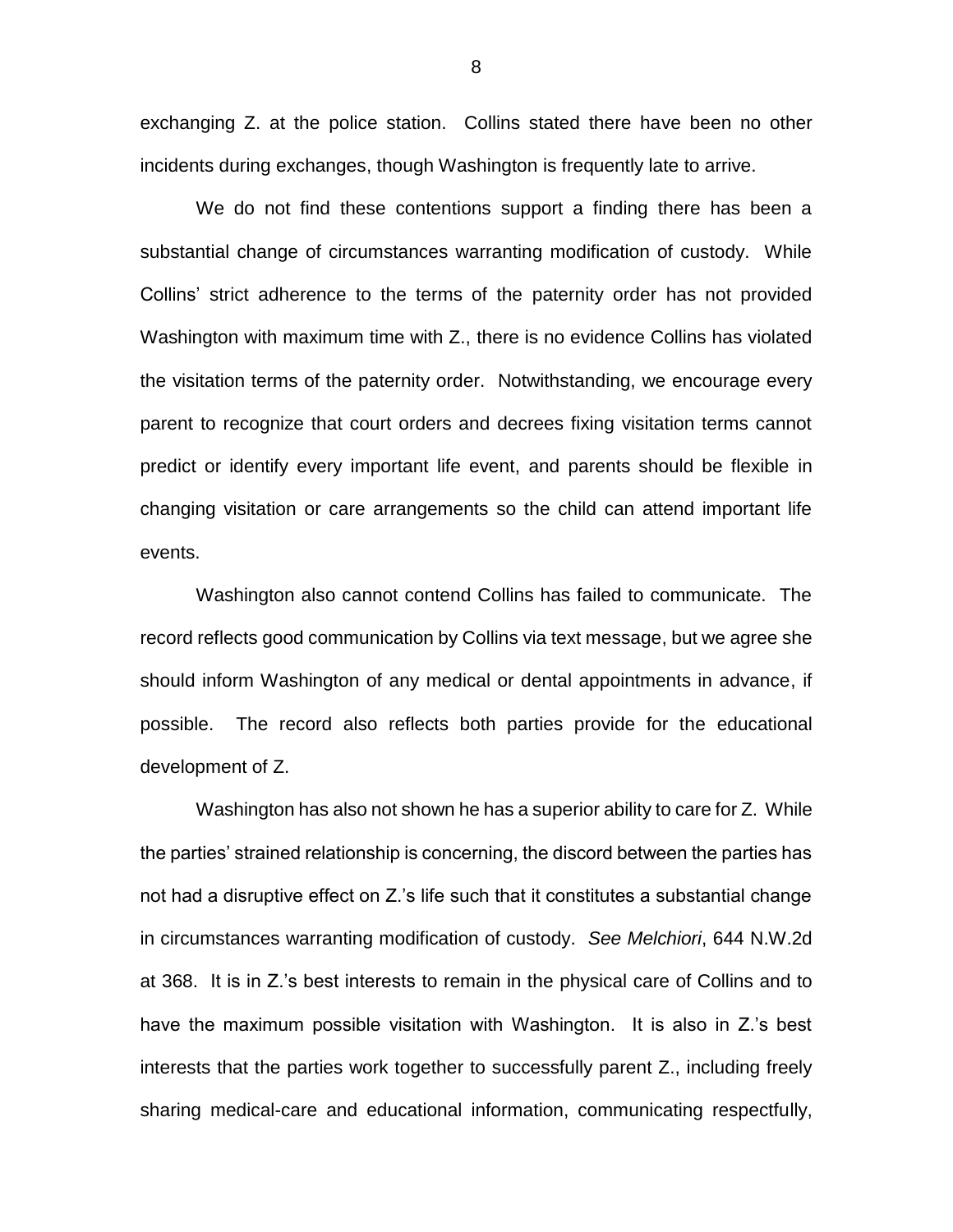exchanging Z. at the police station. Collins stated there have been no other incidents during exchanges, though Washington is frequently late to arrive.

We do not find these contentions support a finding there has been a substantial change of circumstances warranting modification of custody. While Collins' strict adherence to the terms of the paternity order has not provided Washington with maximum time with Z., there is no evidence Collins has violated the visitation terms of the paternity order. Notwithstanding, we encourage every parent to recognize that court orders and decrees fixing visitation terms cannot predict or identify every important life event, and parents should be flexible in changing visitation or care arrangements so the child can attend important life events.

Washington also cannot contend Collins has failed to communicate. The record reflects good communication by Collins via text message, but we agree she should inform Washington of any medical or dental appointments in advance, if possible. The record also reflects both parties provide for the educational development of Z.

Washington has also not shown he has a superior ability to care for Z. While the parties' strained relationship is concerning, the discord between the parties has not had a disruptive effect on Z.'s life such that it constitutes a substantial change in circumstances warranting modification of custody. *See Melchiori*, 644 N.W.2d at 368. It is in Z.'s best interests to remain in the physical care of Collins and to have the maximum possible visitation with Washington. It is also in Z.'s best interests that the parties work together to successfully parent Z., including freely sharing medical-care and educational information, communicating respectfully,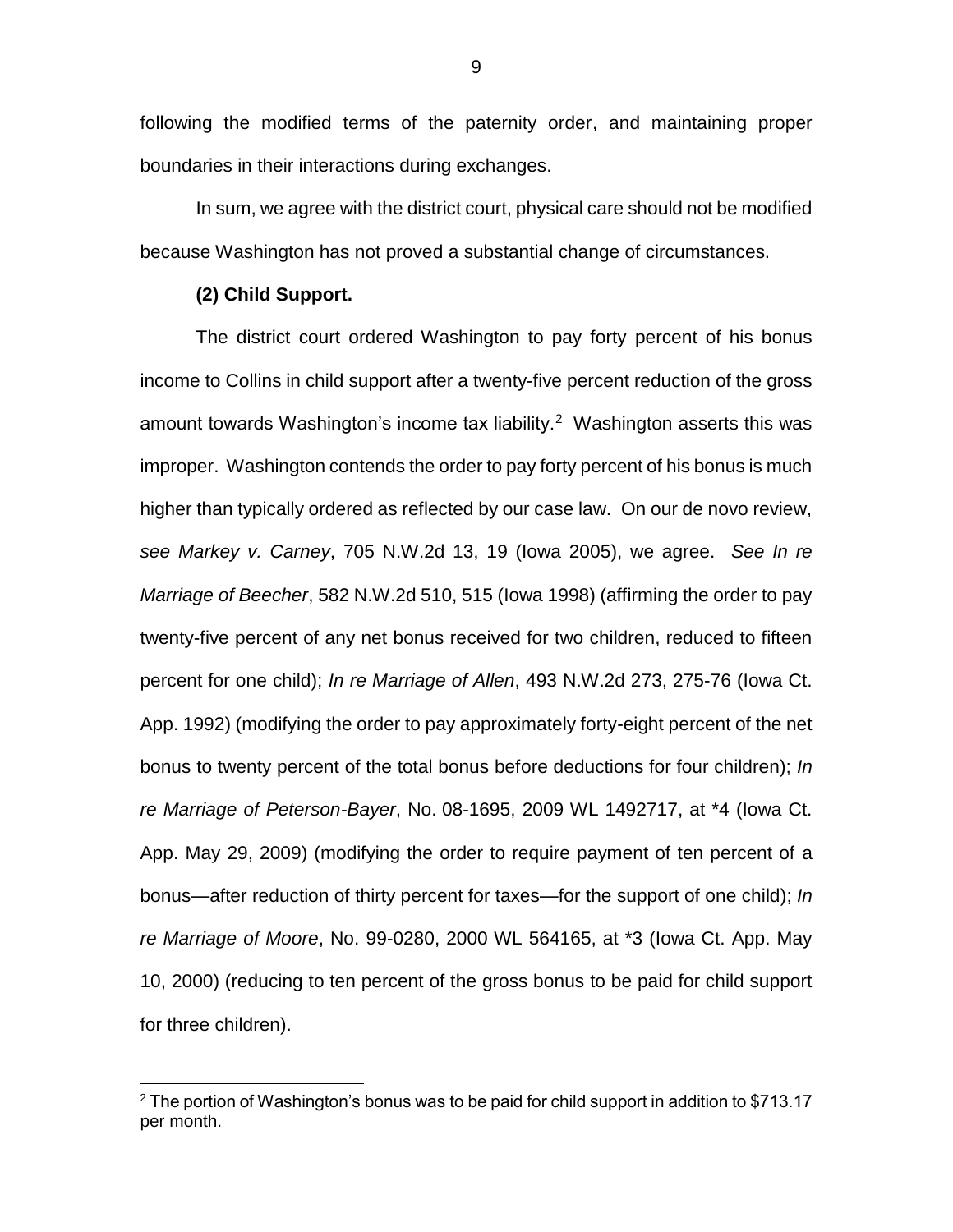following the modified terms of the paternity order, and maintaining proper boundaries in their interactions during exchanges.

In sum, we agree with the district court, physical care should not be modified because Washington has not proved a substantial change of circumstances.

**(2) Child Support.**

The district court ordered Washington to pay forty percent of his bonus income to Collins in child support after a twenty-five percent reduction of the gross amount towards Washington's income tax liability.[2] Washington asserts this was improper. Washington contends the order to pay forty percent of his bonus is much higher than typically ordered as reflected by our case law. On our de novo review, *see Markey v. Carney*, 705 N.W.2d 13, 19 (Iowa 2005), we agree. *See In re Marriage of Beecher*, 582 N.W.2d 510, 515 (Iowa 1998) (affirming the order to pay twenty-five percent of any net bonus received for two children, reduced to fifteen percent for one child); *In re Marriage of Allen*, 493 N.W.2d 273, 275-76 (Iowa Ct. App. 1992) (modifying the order to pay approximately forty-eight percent of the net bonus to twenty percent of the total bonus before deductions for four children); *In re Marriage of Peterson-Bayer*, No. 08-1695, 2009 WL 1492717, at *4 (Iowa Ct. App. May 29, 2009) (modifying the order to require payment of ten percent of a bonus—after reduction of thirty percent for taxes—for the support of one child); *In re Marriage of Moore*, No. 99-0280, 2000 WL 564165, at *3 (Iowa Ct. App. May 10, 2000) (reducing to ten percent of the gross bonus to be paid for child support for three children).

---

[2] The portion of Washington's bonus was to be paid for child support in addition to $713.17 per month.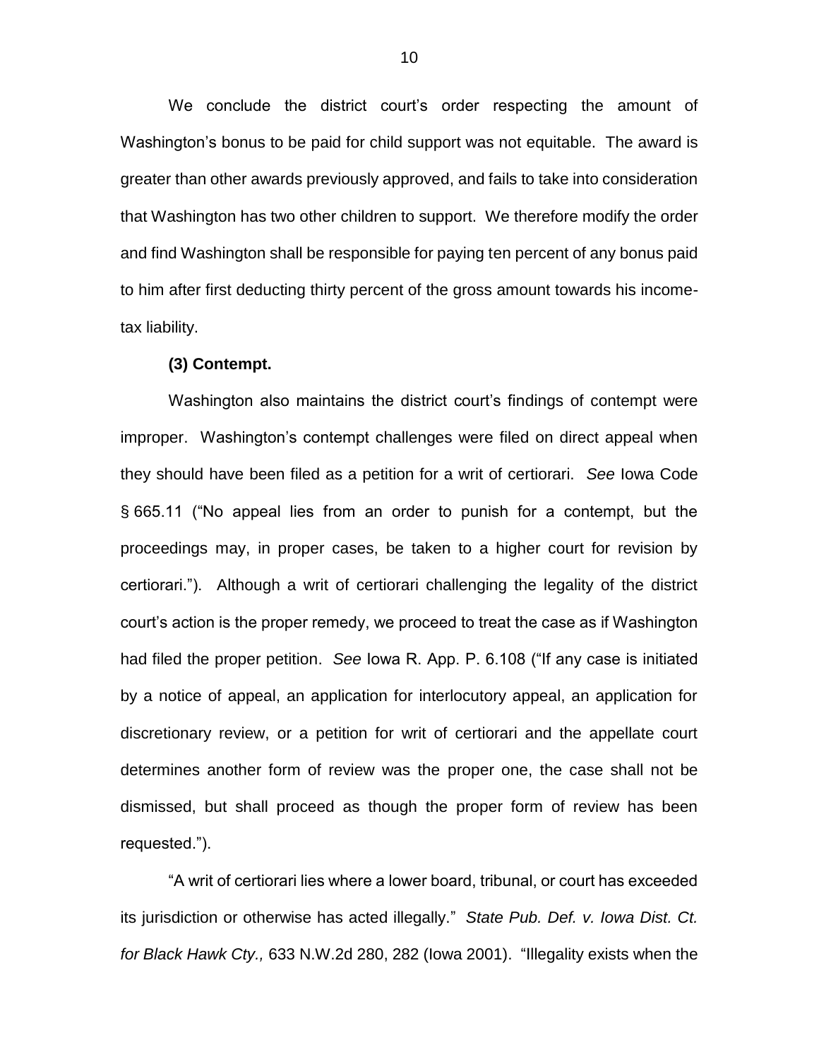We conclude the district court's order respecting the amount of Washington's bonus to be paid for child support was not equitable. The award is greater than other awards previously approved, and fails to take into consideration that Washington has two other children to support. We therefore modify the order and find Washington shall be responsible for paying ten percent of any bonus paid to him after first deducting thirty percent of the gross amount towards his income-tax liability.

**(3) Contempt.**

Washington also maintains the district court's findings of contempt were improper. Washington's contempt challenges were filed on direct appeal when they should have been filed as a petition for a writ of certiorari. *See* Iowa Code § 665.11 ("No appeal lies from an order to punish for a contempt, but the proceedings may, in proper cases, be taken to a higher court for revision by certiorari."). Although a writ of certiorari challenging the legality of the district court's action is the proper remedy, we proceed to treat the case as if Washington had filed the proper petition. *See* Iowa R. App. P. 6.108 ("If any case is initiated by a notice of appeal, an application for interlocutory appeal, an application for discretionary review, or a petition for writ of certiorari and the appellate court determines another form of review was the proper one, the case shall not be dismissed, but shall proceed as though the proper form of review has been requested.").

"A writ of certiorari lies where a lower board, tribunal, or court has exceeded its jurisdiction or otherwise has acted illegally." *State Pub. Def. v. Iowa Dist. Ct. for Black Hawk Cty.,* 633 N.W.2d 280, 282 (Iowa 2001). "Illegality exists when the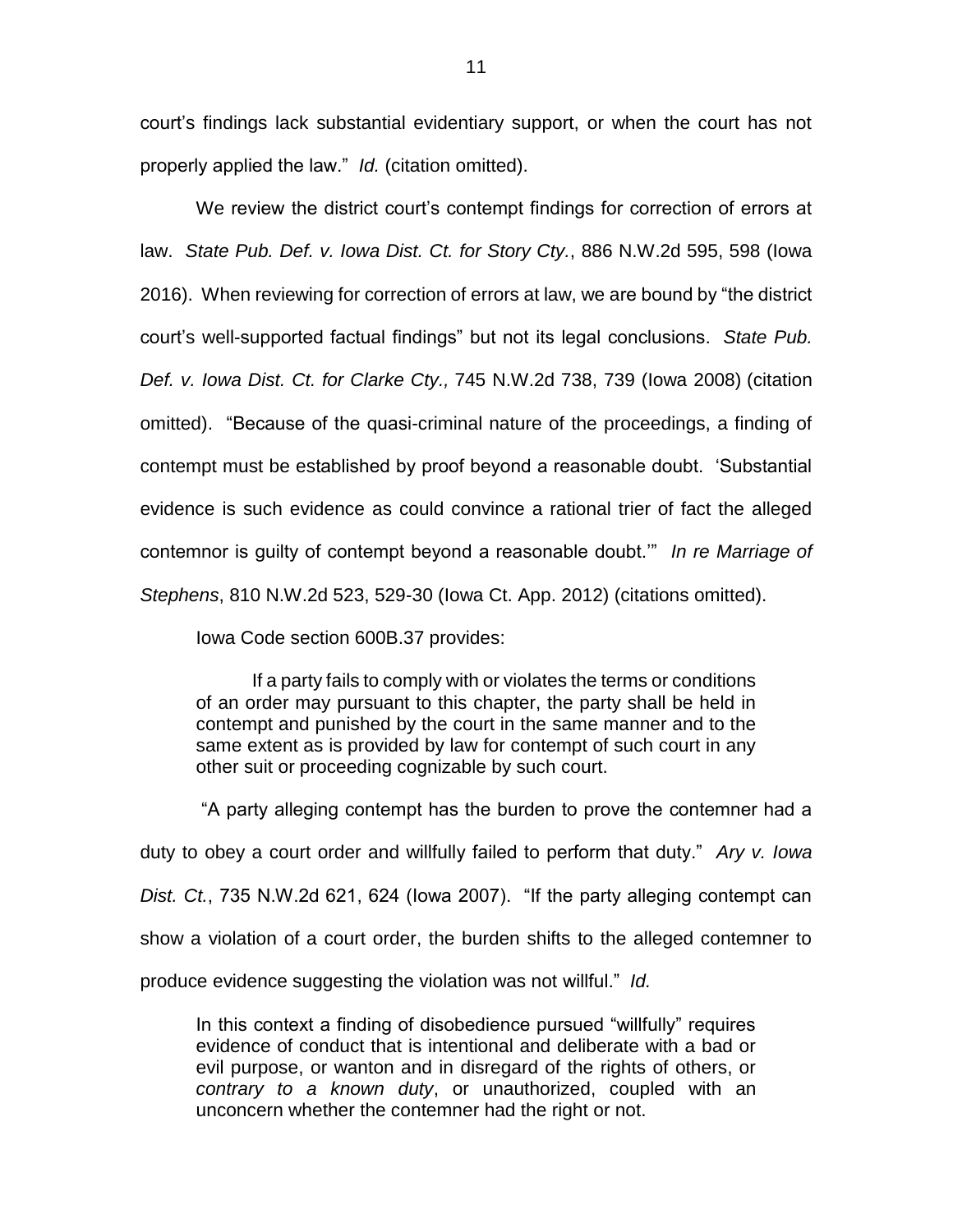court's findings lack substantial evidentiary support, or when the court has not properly applied the law." *Id.* (citation omitted).

We review the district court's contempt findings for correction of errors at law. *State Pub. Def. v. Iowa Dist. Ct. for Story Cty.*, 886 N.W.2d 595, 598 (Iowa 2016). When reviewing for correction of errors at law, we are bound by "the district court's well-supported factual findings" but not its legal conclusions. *State Pub. Def. v. Iowa Dist. Ct. for Clarke Cty.,* 745 N.W.2d 738, 739 (Iowa 2008) (citation omitted). "Because of the quasi-criminal nature of the proceedings, a finding of contempt must be established by proof beyond a reasonable doubt. 'Substantial evidence is such evidence as could convince a rational trier of fact the alleged contemnor is guilty of contempt beyond a reasonable doubt.'" *In re Marriage of Stephens*, 810 N.W.2d 523, 529-30 (Iowa Ct. App. 2012) (citations omitted).

Iowa Code section 600B.37 provides:

> If a party fails to comply with or violates the terms or conditions of an order may pursuant to this chapter, the party shall be held in contempt and punished by the court in the same manner and to the same extent as is provided by law for contempt of such court in any other suit or proceeding cognizable by such court.

"A party alleging contempt has the burden to prove the contemner had a duty to obey a court order and willfully failed to perform that duty." *Ary v. Iowa Dist. Ct.*, 735 N.W.2d 621, 624 (Iowa 2007). "If the party alleging contempt can show a violation of a court order, the burden shifts to the alleged contemner to produce evidence suggesting the violation was not willful." *Id.*

> In this context a finding of disobedience pursued "willfully" requires evidence of conduct that is intentional and deliberate with a bad or evil purpose, or wanton and in disregard of the rights of others, or *contrary to a known duty*, or unauthorized, coupled with an unconcern whether the contemner had the right or not.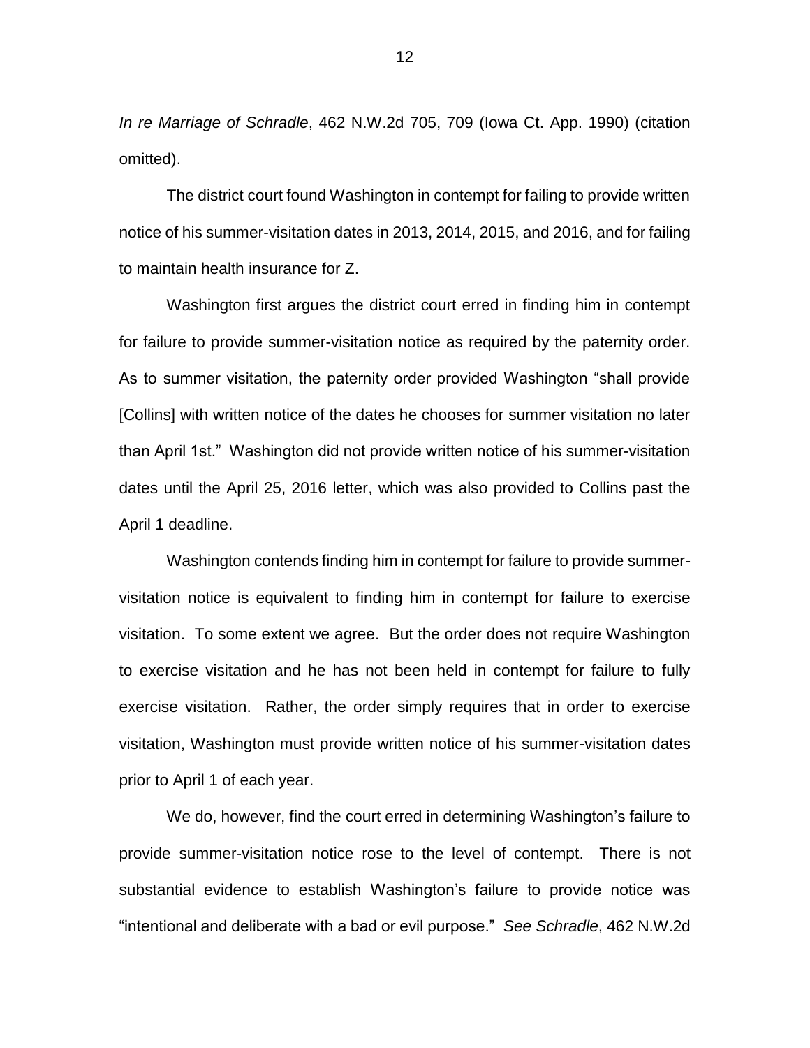*In re Marriage of Schradle*, 462 N.W.2d 705, 709 (Iowa Ct. App. 1990) (citation omitted).

The district court found Washington in contempt for failing to provide written notice of his summer-visitation dates in 2013, 2014, 2015, and 2016, and for failing to maintain health insurance for Z.

Washington first argues the district court erred in finding him in contempt for failure to provide summer-visitation notice as required by the paternity order. As to summer visitation, the paternity order provided Washington "shall provide [Collins] with written notice of the dates he chooses for summer visitation no later than April 1st." Washington did not provide written notice of his summer-visitation dates until the April 25, 2016 letter, which was also provided to Collins past the April 1 deadline.

Washington contends finding him in contempt for failure to provide summer-visitation notice is equivalent to finding him in contempt for failure to exercise visitation. To some extent we agree. But the order does not require Washington to exercise visitation and he has not been held in contempt for failure to fully exercise visitation. Rather, the order simply requires that in order to exercise visitation, Washington must provide written notice of his summer-visitation dates prior to April 1 of each year.

We do, however, find the court erred in determining Washington's failure to provide summer-visitation notice rose to the level of contempt. There is not substantial evidence to establish Washington's failure to provide notice was "intentional and deliberate with a bad or evil purpose." *See Schradle*, 462 N.W.2d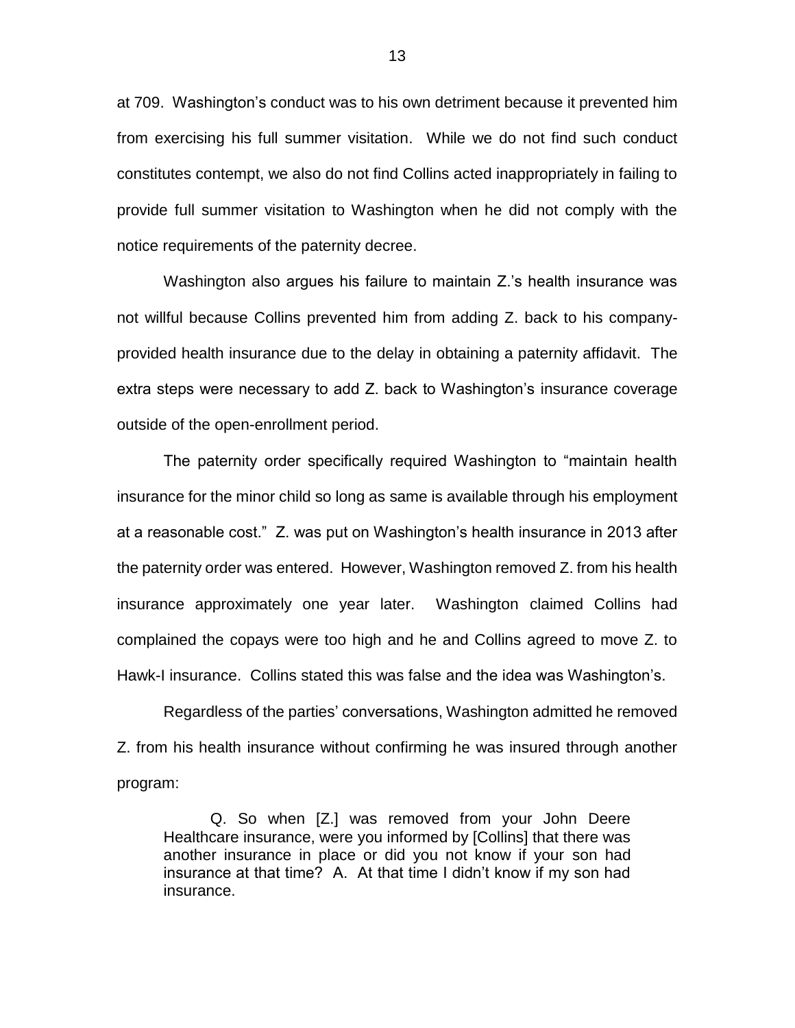at 709. Washington's conduct was to his own detriment because it prevented him from exercising his full summer visitation. While we do not find such conduct constitutes contempt, we also do not find Collins acted inappropriately in failing to provide full summer visitation to Washington when he did not comply with the notice requirements of the paternity decree.

Washington also argues his failure to maintain Z.'s health insurance was not willful because Collins prevented him from adding Z. back to his company-provided health insurance due to the delay in obtaining a paternity affidavit. The extra steps were necessary to add Z. back to Washington's insurance coverage outside of the open-enrollment period.

The paternity order specifically required Washington to "maintain health insurance for the minor child so long as same is available through his employment at a reasonable cost." Z. was put on Washington's health insurance in 2013 after the paternity order was entered. However, Washington removed Z. from his health insurance approximately one year later. Washington claimed Collins had complained the copays were too high and he and Collins agreed to move Z. to Hawk-I insurance. Collins stated this was false and the idea was Washington's.

Regardless of the parties' conversations, Washington admitted he removed Z. from his health insurance without confirming he was insured through another program:

> Q. So when [Z.] was removed from your John Deere Healthcare insurance, were you informed by [Collins] that there was another insurance in place or did you not know if your son had insurance at that time? A. At that time I didn't know if my son had insurance.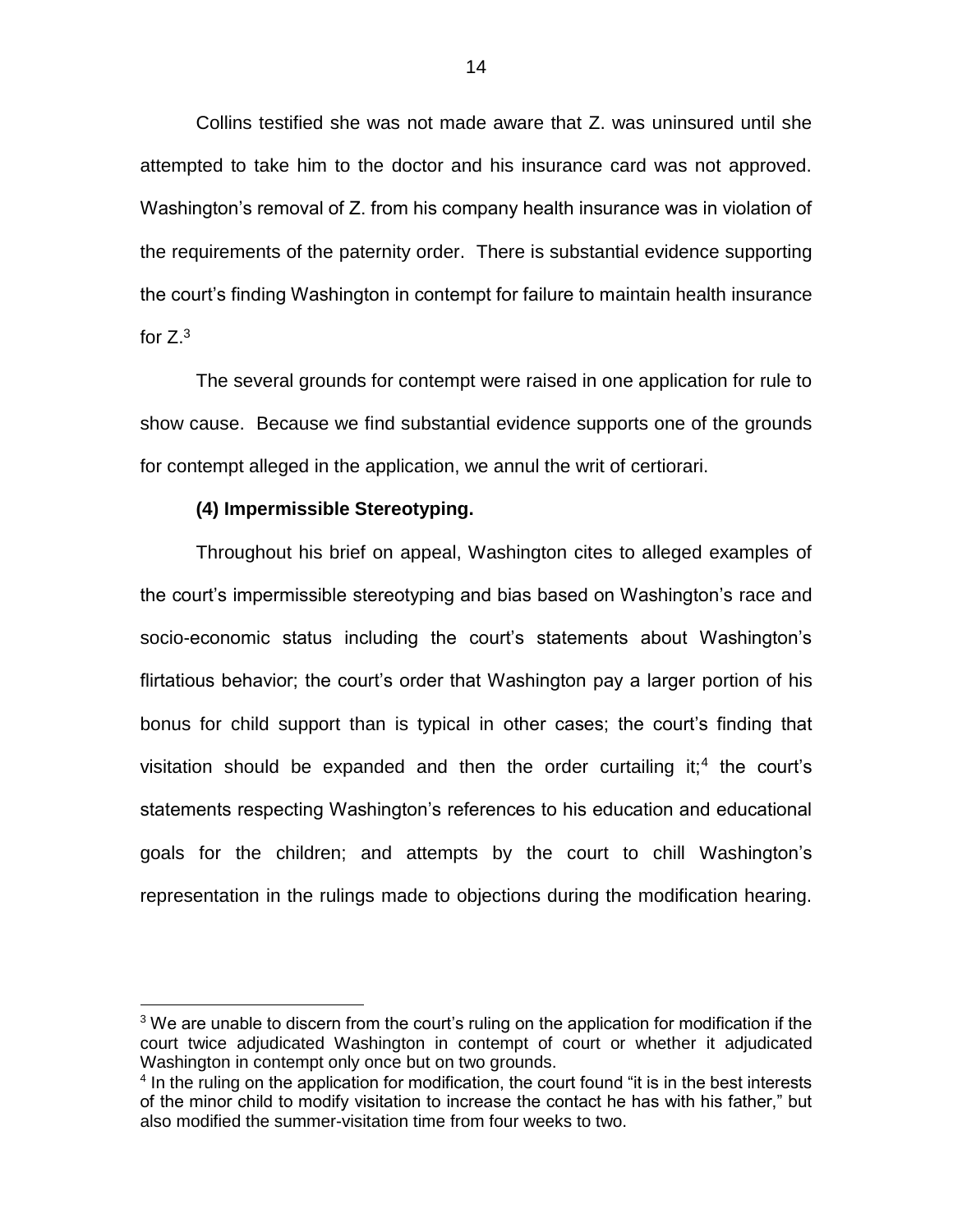Collins testified she was not made aware that Z. was uninsured until she attempted to take him to the doctor and his insurance card was not approved. Washington's removal of Z. from his company health insurance was in violation of the requirements of the paternity order. There is substantial evidence supporting the court's finding Washington in contempt for failure to maintain health insurance for Z.[3]

The several grounds for contempt were raised in one application for rule to show cause. Because we find substantial evidence supports one of the grounds for contempt alleged in the application, we annul the writ of certiorari.

**(4) Impermissible Stereotyping.**

Throughout his brief on appeal, Washington cites to alleged examples of the court's impermissible stereotyping and bias based on Washington's race and socio-economic status including the court's statements about Washington's flirtatious behavior; the court's order that Washington pay a larger portion of his bonus for child support than is typical in other cases; the court's finding that visitation should be expanded and then the order curtailing it;[4] the court's statements respecting Washington's references to his education and educational goals for the children; and attempts by the court to chill Washington's representation in the rulings made to objections during the modification hearing.

[3] We are unable to discern from the court's ruling on the application for modification if the court twice adjudicated Washington in contempt of court or whether it adjudicated Washington in contempt only once but on two grounds.

[4] In the ruling on the application for modification, the court found "it is in the best interests of the minor child to modify visitation to increase the contact he has with his father," but also modified the summer-visitation time from four weeks to two.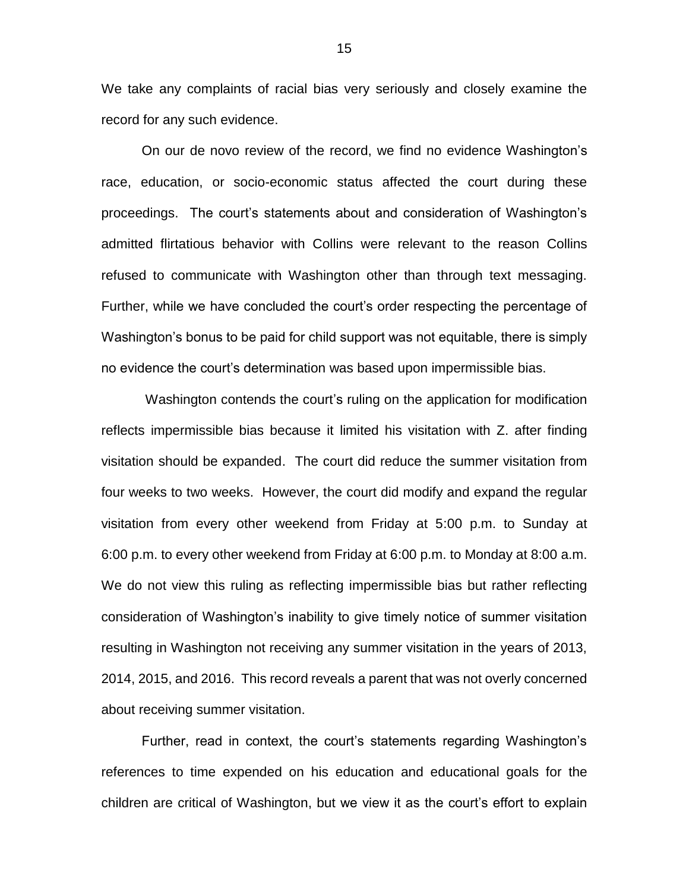We take any complaints of racial bias very seriously and closely examine the record for any such evidence.

On our de novo review of the record, we find no evidence Washington's race, education, or socio-economic status affected the court during these proceedings. The court's statements about and consideration of Washington's admitted flirtatious behavior with Collins were relevant to the reason Collins refused to communicate with Washington other than through text messaging. Further, while we have concluded the court's order respecting the percentage of Washington's bonus to be paid for child support was not equitable, there is simply no evidence the court's determination was based upon impermissible bias.

Washington contends the court's ruling on the application for modification reflects impermissible bias because it limited his visitation with Z. after finding visitation should be expanded. The court did reduce the summer visitation from four weeks to two weeks. However, the court did modify and expand the regular visitation from every other weekend from Friday at 5:00 p.m. to Sunday at 6:00 p.m. to every other weekend from Friday at 6:00 p.m. to Monday at 8:00 a.m. We do not view this ruling as reflecting impermissible bias but rather reflecting consideration of Washington's inability to give timely notice of summer visitation resulting in Washington not receiving any summer visitation in the years of 2013, 2014, 2015, and 2016. This record reveals a parent that was not overly concerned about receiving summer visitation.

Further, read in context, the court's statements regarding Washington's references to time expended on his education and educational goals for the children are critical of Washington, but we view it as the court's effort to explain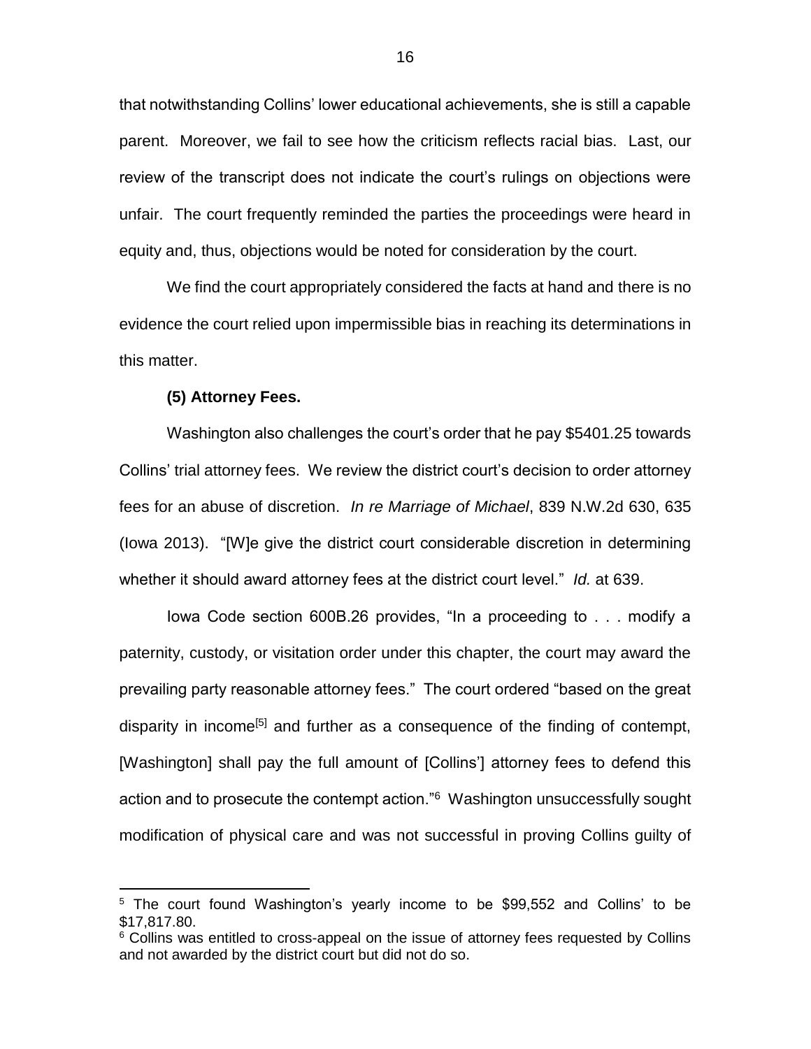that notwithstanding Collins' lower educational achievements, she is still a capable parent. Moreover, we fail to see how the criticism reflects racial bias. Last, our review of the transcript does not indicate the court's rulings on objections were unfair. The court frequently reminded the parties the proceedings were heard in equity and, thus, objections would be noted for consideration by the court.

We find the court appropriately considered the facts at hand and there is no evidence the court relied upon impermissible bias in reaching its determinations in this matter.

**(5) Attorney Fees.**

Washington also challenges the court's order that he pay $5401.25 towards Collins' trial attorney fees. We review the district court's decision to order attorney fees for an abuse of discretion. *In re Marriage of Michael*, 839 N.W.2d 630, 635 (Iowa 2013). "[W]e give the district court considerable discretion in determining whether it should award attorney fees at the district court level." *Id.* at 639.

Iowa Code section 600B.26 provides, "In a proceeding to . . . modify a paternity, custody, or visitation order under this chapter, the court may award the prevailing party reasonable attorney fees." The court ordered "based on the great disparity in income[5] and further as a consequence of the finding of contempt, [Washington] shall pay the full amount of [Collins'] attorney fees to defend this action and to prosecute the contempt action."[6] Washington unsuccessfully sought modification of physical care and was not successful in proving Collins guilty of

---

[5] The court found Washington's yearly income to be $99,552 and Collins' to be $17,817.80.

[6] Collins was entitled to cross-appeal on the issue of attorney fees requested by Collins and not awarded by the district court but did not do so.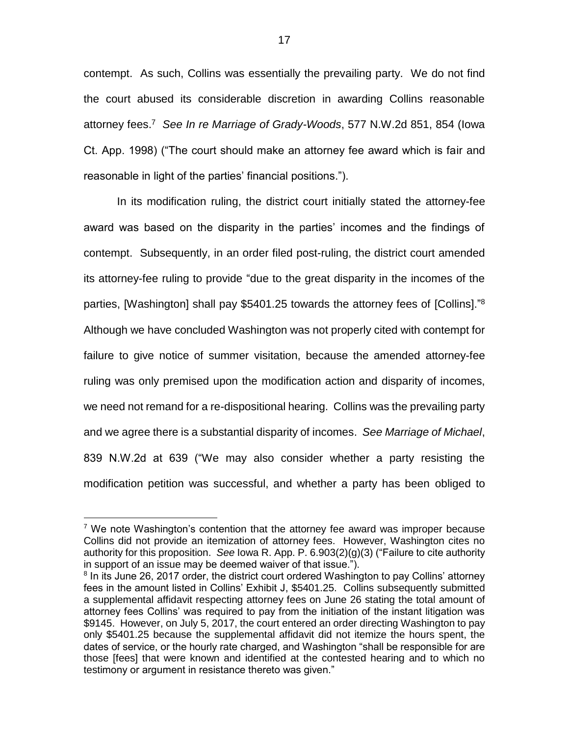contempt. As such, Collins was essentially the prevailing party. We do not find the court abused its considerable discretion in awarding Collins reasonable attorney fees.[7] *See In re Marriage of Grady-Woods*, 577 N.W.2d 851, 854 (Iowa Ct. App. 1998) ("The court should make an attorney fee award which is fair and reasonable in light of the parties' financial positions.").

In its modification ruling, the district court initially stated the attorney-fee award was based on the disparity in the parties' incomes and the findings of contempt. Subsequently, in an order filed post-ruling, the district court amended its attorney-fee ruling to provide "due to the great disparity in the incomes of the parties, [Washington] shall pay $5401.25 towards the attorney fees of [Collins]."[8] Although we have concluded Washington was not properly cited with contempt for failure to give notice of summer visitation, because the amended attorney-fee ruling was only premised upon the modification action and disparity of incomes, we need not remand for a re-dispositional hearing. Collins was the prevailing party and we agree there is a substantial disparity of incomes. *See Marriage of Michael*, 839 N.W.2d at 639 ("We may also consider whether a party resisting the modification petition was successful, and whether a party has been obliged to

---

[7] We note Washington's contention that the attorney fee award was improper because Collins did not provide an itemization of attorney fees. However, Washington cites no authority for this proposition. *See* Iowa R. App. P. 6.903(2)(g)(3) ("Failure to cite authority in support of an issue may be deemed waiver of that issue.").

[8] In its June 26, 2017 order, the district court ordered Washington to pay Collins' attorney fees in the amount listed in Collins' Exhibit J, $5401.25. Collins subsequently submitted a supplemental affidavit respecting attorney fees on June 26 stating the total amount of attorney fees Collins' was required to pay from the initiation of the instant litigation was $9145. However, on July 5, 2017, the court entered an order directing Washington to pay only $5401.25 because the supplemental affidavit did not itemize the hours spent, the dates of service, or the hourly rate charged, and Washington "shall be responsible for are those [fees] that were known and identified at the contested hearing and to which no testimony or argument in resistance thereto was given."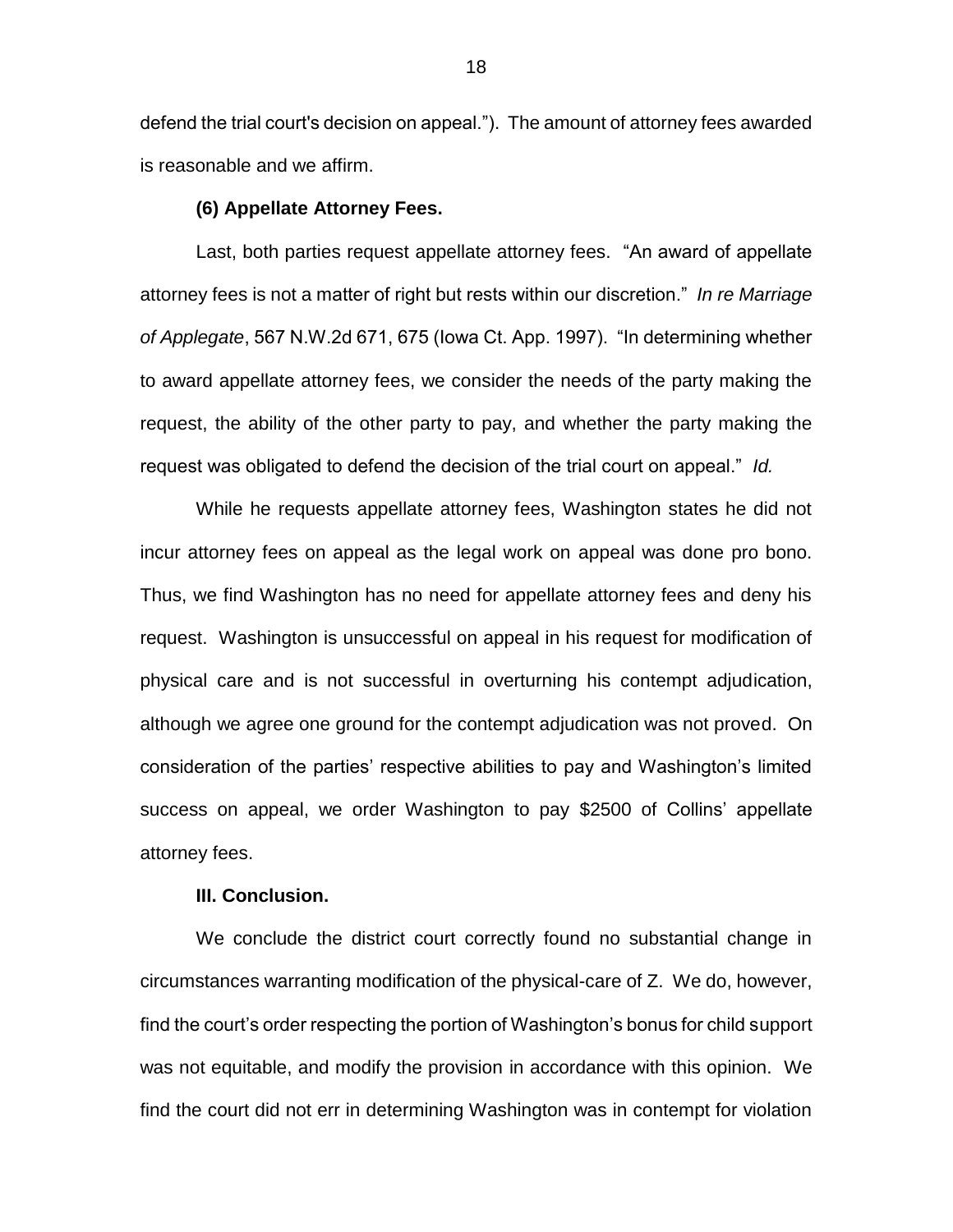defend the trial court's decision on appeal."). The amount of attorney fees awarded is reasonable and we affirm.

**(6) Appellate Attorney Fees.**

Last, both parties request appellate attorney fees. "An award of appellate attorney fees is not a matter of right but rests within our discretion." *In re Marriage of Applegate*, 567 N.W.2d 671, 675 (Iowa Ct. App. 1997). "In determining whether to award appellate attorney fees, we consider the needs of the party making the request, the ability of the other party to pay, and whether the party making the request was obligated to defend the decision of the trial court on appeal." *Id.*

While he requests appellate attorney fees, Washington states he did not incur attorney fees on appeal as the legal work on appeal was done pro bono. Thus, we find Washington has no need for appellate attorney fees and deny his request. Washington is unsuccessful on appeal in his request for modification of physical care and is not successful in overturning his contempt adjudication, although we agree one ground for the contempt adjudication was not proved. On consideration of the parties' respective abilities to pay and Washington's limited success on appeal, we order Washington to pay $2500 of Collins' appellate attorney fees.

**III. Conclusion.**

We conclude the district court correctly found no substantial change in circumstances warranting modification of the physical-care of Z. We do, however, find the court's order respecting the portion of Washington's bonus for child support was not equitable, and modify the provision in accordance with this opinion. We find the court did not err in determining Washington was in contempt for violation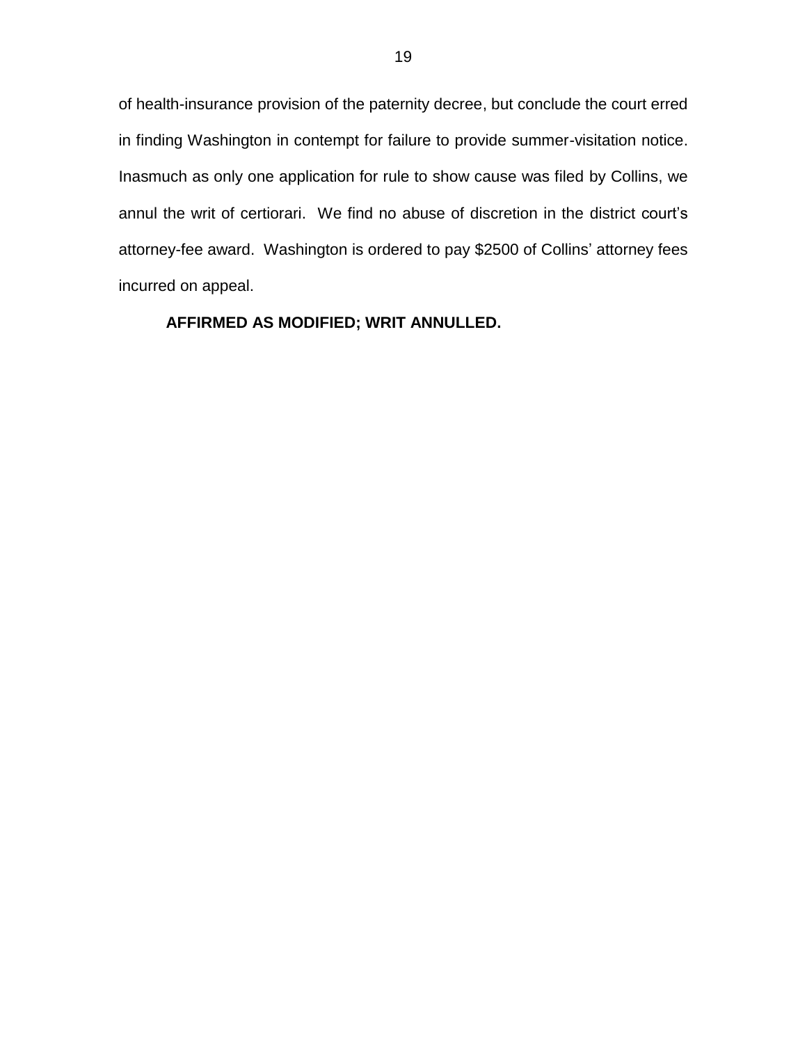of health-insurance provision of the paternity decree, but conclude the court erred in finding Washington in contempt for failure to provide summer-visitation notice. Inasmuch as only one application for rule to show cause was filed by Collins, we annul the writ of certiorari. We find no abuse of discretion in the district court's attorney-fee award. Washington is ordered to pay $2500 of Collins' attorney fees incurred on appeal.

**AFFIRMED AS MODIFIED; WRIT ANNULLED.**